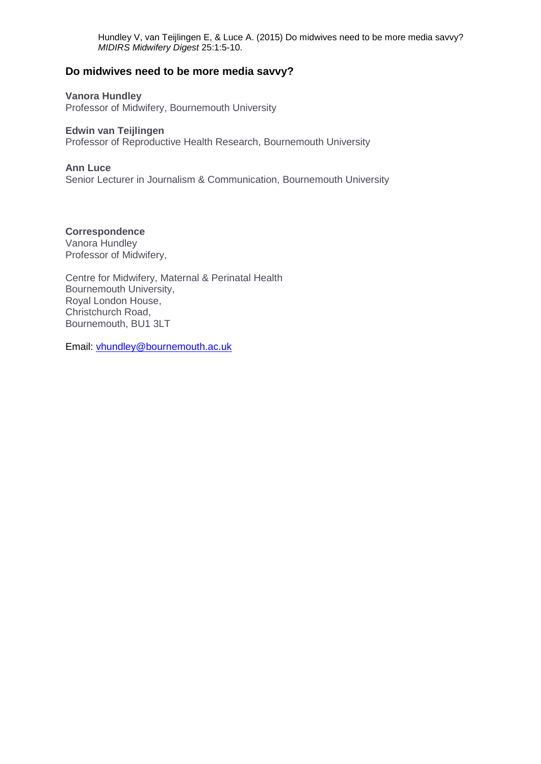Hundley V, van Teijlingen E, & Luce A. (2015) Do midwives need to be more media savvy? *MIDIRS Midwifery Digest* 25:1:5-10.

## Do midwives need to be more media savvy?

**Vanora Hundley**
Professor of Midwifery, Bournemouth University

**Edwin van Teijlingen**
Professor of Reproductive Health Research, Bournemouth University

**Ann Luce**
Senior Lecturer in Journalism & Communication, Bournemouth University

**Correspondence**
Vanora Hundley
Professor of Midwifery,

Centre for Midwifery, Maternal & Perinatal Health
Bournemouth University,
Royal London House,
Christchurch Road,
Bournemouth, BU1 3LT

Email: vhundley@bournemouth.ac.uk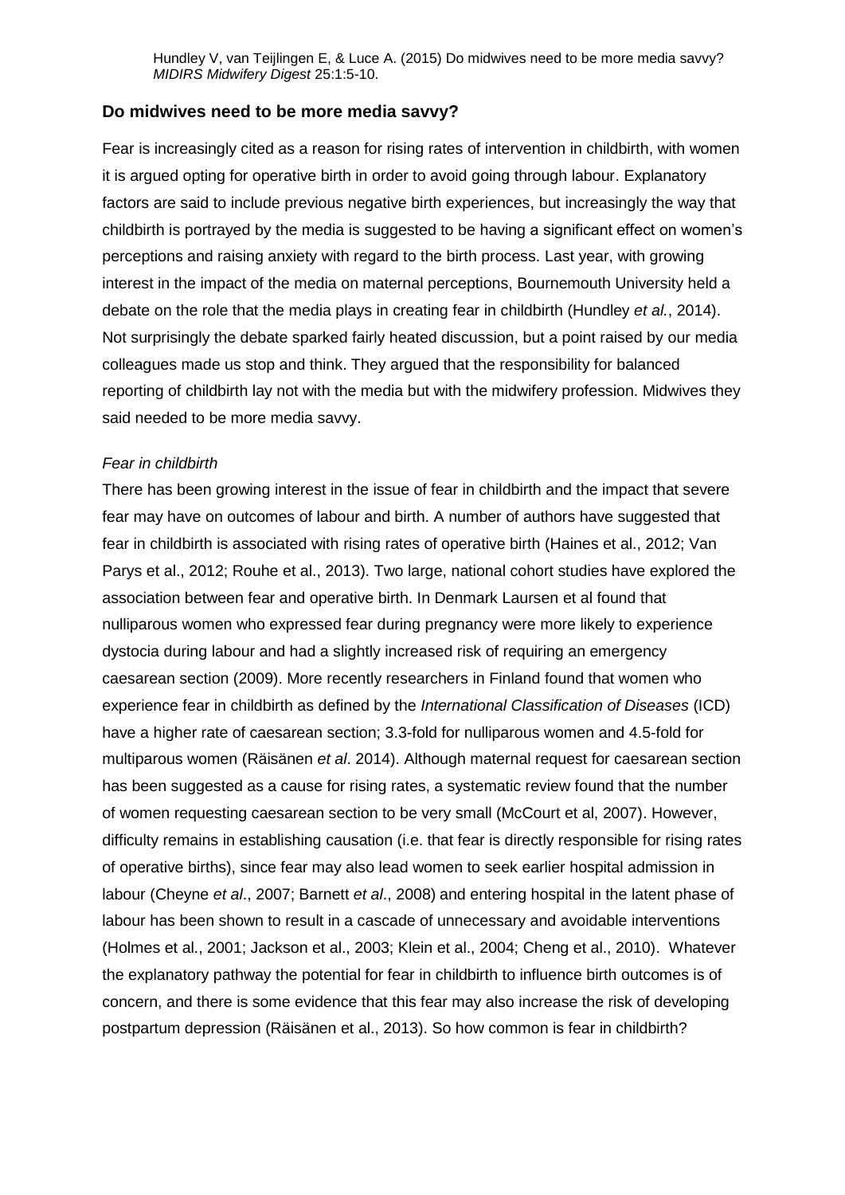Hundley V, van Teijlingen E, & Luce A. (2015) Do midwives need to be more media savvy? *MIDIRS Midwifery Digest* 25:1:5-10.

## Do midwives need to be more media savvy?

Fear is increasingly cited as a reason for rising rates of intervention in childbirth, with women it is argued opting for operative birth in order to avoid going through labour. Explanatory factors are said to include previous negative birth experiences, but increasingly the way that childbirth is portrayed by the media is suggested to be having a significant effect on women's perceptions and raising anxiety with regard to the birth process. Last year, with growing interest in the impact of the media on maternal perceptions, Bournemouth University held a debate on the role that the media plays in creating fear in childbirth (Hundley *et al.*, 2014). Not surprisingly the debate sparked fairly heated discussion, but a point raised by our media colleagues made us stop and think. They argued that the responsibility for balanced reporting of childbirth lay not with the media but with the midwifery profession. Midwives they said needed to be more media savvy.

*Fear in childbirth*

There has been growing interest in the issue of fear in childbirth and the impact that severe fear may have on outcomes of labour and birth. A number of authors have suggested that fear in childbirth is associated with rising rates of operative birth (Haines et al., 2012; Van Parys et al., 2012; Rouhe et al., 2013). Two large, national cohort studies have explored the association between fear and operative birth. In Denmark Laursen et al found that nulliparous women who expressed fear during pregnancy were more likely to experience dystocia during labour and had a slightly increased risk of requiring an emergency caesarean section (2009). More recently researchers in Finland found that women who experience fear in childbirth as defined by the *International Classification of Diseases* (ICD) have a higher rate of caesarean section; 3.3-fold for nulliparous women and 4.5-fold for multiparous women (Räisänen *et al*. 2014). Although maternal request for caesarean section has been suggested as a cause for rising rates, a systematic review found that the number of women requesting caesarean section to be very small (McCourt et al, 2007). However, difficulty remains in establishing causation (i.e. that fear is directly responsible for rising rates of operative births), since fear may also lead women to seek earlier hospital admission in labour (Cheyne *et al*., 2007; Barnett *et al*., 2008) and entering hospital in the latent phase of labour has been shown to result in a cascade of unnecessary and avoidable interventions (Holmes et al., 2001; Jackson et al., 2003; Klein et al., 2004; Cheng et al., 2010). Whatever the explanatory pathway the potential for fear in childbirth to influence birth outcomes is of concern, and there is some evidence that this fear may also increase the risk of developing postpartum depression (Räisänen et al., 2013). So how common is fear in childbirth?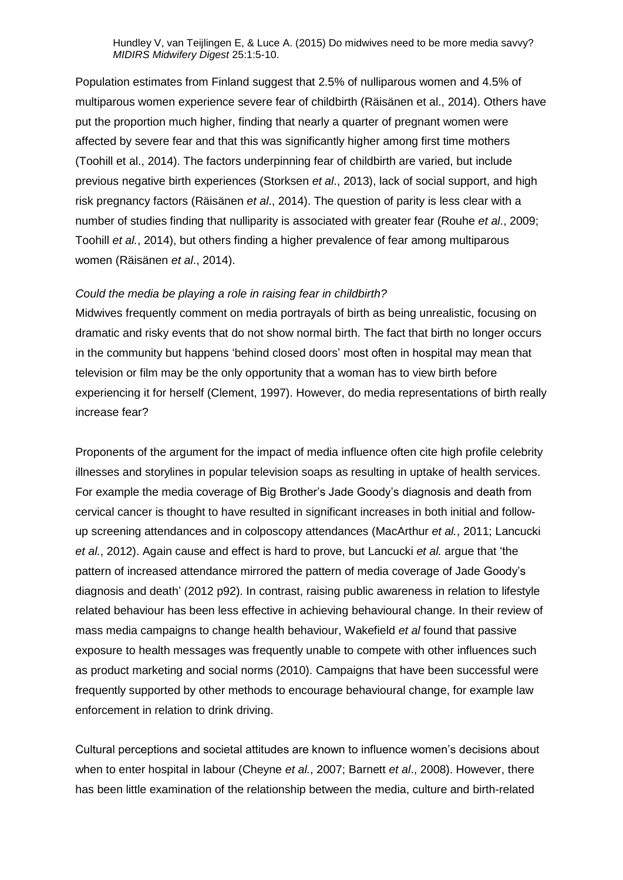Population estimates from Finland suggest that 2.5% of nulliparous women and 4.5% of multiparous women experience severe fear of childbirth (Räisänen et al., 2014). Others have put the proportion much higher, finding that nearly a quarter of pregnant women were affected by severe fear and that this was significantly higher among first time mothers (Toohill et al., 2014). The factors underpinning fear of childbirth are varied, but include previous negative birth experiences (Storksen *et al*., 2013), lack of social support, and high risk pregnancy factors (Räisänen *et al*., 2014). The question of parity is less clear with a number of studies finding that nulliparity is associated with greater fear (Rouhe *et al*., 2009; Toohill *et al.*, 2014), but others finding a higher prevalence of fear among multiparous women (Räisänen *et al*., 2014).

*Could the media be playing a role in raising fear in childbirth?*

Midwives frequently comment on media portrayals of birth as being unrealistic, focusing on dramatic and risky events that do not show normal birth. The fact that birth no longer occurs in the community but happens 'behind closed doors' most often in hospital may mean that television or film may be the only opportunity that a woman has to view birth before experiencing it for herself (Clement, 1997). However, do media representations of birth really increase fear?

Proponents of the argument for the impact of media influence often cite high profile celebrity illnesses and storylines in popular television soaps as resulting in uptake of health services. For example the media coverage of Big Brother's Jade Goody's diagnosis and death from cervical cancer is thought to have resulted in significant increases in both initial and follow-up screening attendances and in colposcopy attendances (MacArthur *et al.*, 2011; Lancucki *et al.*, 2012). Again cause and effect is hard to prove, but Lancucki *et al.* argue that 'the pattern of increased attendance mirrored the pattern of media coverage of Jade Goody's diagnosis and death' (2012 p92). In contrast, raising public awareness in relation to lifestyle related behaviour has been less effective in achieving behavioural change. In their review of mass media campaigns to change health behaviour, Wakefield *et al* found that passive exposure to health messages was frequently unable to compete with other influences such as product marketing and social norms (2010). Campaigns that have been successful were frequently supported by other methods to encourage behavioural change, for example law enforcement in relation to drink driving.

Cultural perceptions and societal attitudes are known to influence women's decisions about when to enter hospital in labour (Cheyne *et al.*, 2007; Barnett *et al*., 2008). However, there has been little examination of the relationship between the media, culture and birth-related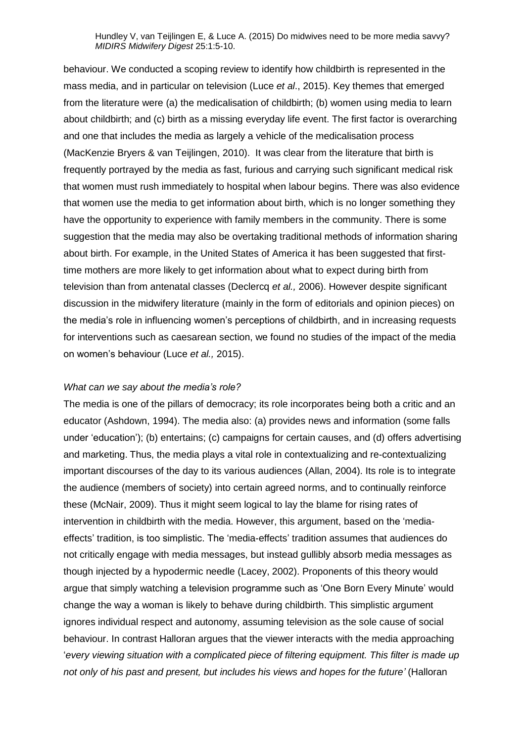behaviour. We conducted a scoping review to identify how childbirth is represented in the mass media, and in particular on television (Luce *et al*., 2015). Key themes that emerged from the literature were (a) the medicalisation of childbirth; (b) women using media to learn about childbirth; and (c) birth as a missing everyday life event. The first factor is overarching and one that includes the media as largely a vehicle of the medicalisation process (MacKenzie Bryers & van Teijlingen, 2010). It was clear from the literature that birth is frequently portrayed by the media as fast, furious and carrying such significant medical risk that women must rush immediately to hospital when labour begins. There was also evidence that women use the media to get information about birth, which is no longer something they have the opportunity to experience with family members in the community. There is some suggestion that the media may also be overtaking traditional methods of information sharing about birth. For example, in the United States of America it has been suggested that first-time mothers are more likely to get information about what to expect during birth from television than from antenatal classes (Declercq *et al.,* 2006). However despite significant discussion in the midwifery literature (mainly in the form of editorials and opinion pieces) on the media's role in influencing women's perceptions of childbirth, and in increasing requests for interventions such as caesarean section, we found no studies of the impact of the media on women's behaviour (Luce *et al.,* 2015).

*What can we say about the media's role?*

The media is one of the pillars of democracy; its role incorporates being both a critic and an educator (Ashdown, 1994). The media also: (a) provides news and information (some falls under 'education'); (b) entertains; (c) campaigns for certain causes, and (d) offers advertising and marketing. Thus, the media plays a vital role in contextualizing and re-contextualizing important discourses of the day to its various audiences (Allan, 2004). Its role is to integrate the audience (members of society) into certain agreed norms, and to continually reinforce these (McNair, 2009). Thus it might seem logical to lay the blame for rising rates of intervention in childbirth with the media. However, this argument, based on the 'media-effects' tradition, is too simplistic. The 'media-effects' tradition assumes that audiences do not critically engage with media messages, but instead gullibly absorb media messages as though injected by a hypodermic needle (Lacey, 2002). Proponents of this theory would argue that simply watching a television programme such as 'One Born Every Minute' would change the way a woman is likely to behave during childbirth. This simplistic argument ignores individual respect and autonomy, assuming television as the sole cause of social behaviour. In contrast Halloran argues that the viewer interacts with the media approaching '*every viewing situation with a complicated piece of filtering equipment. This filter is made up not only of his past and present, but includes his views and hopes for the future'* (Halloran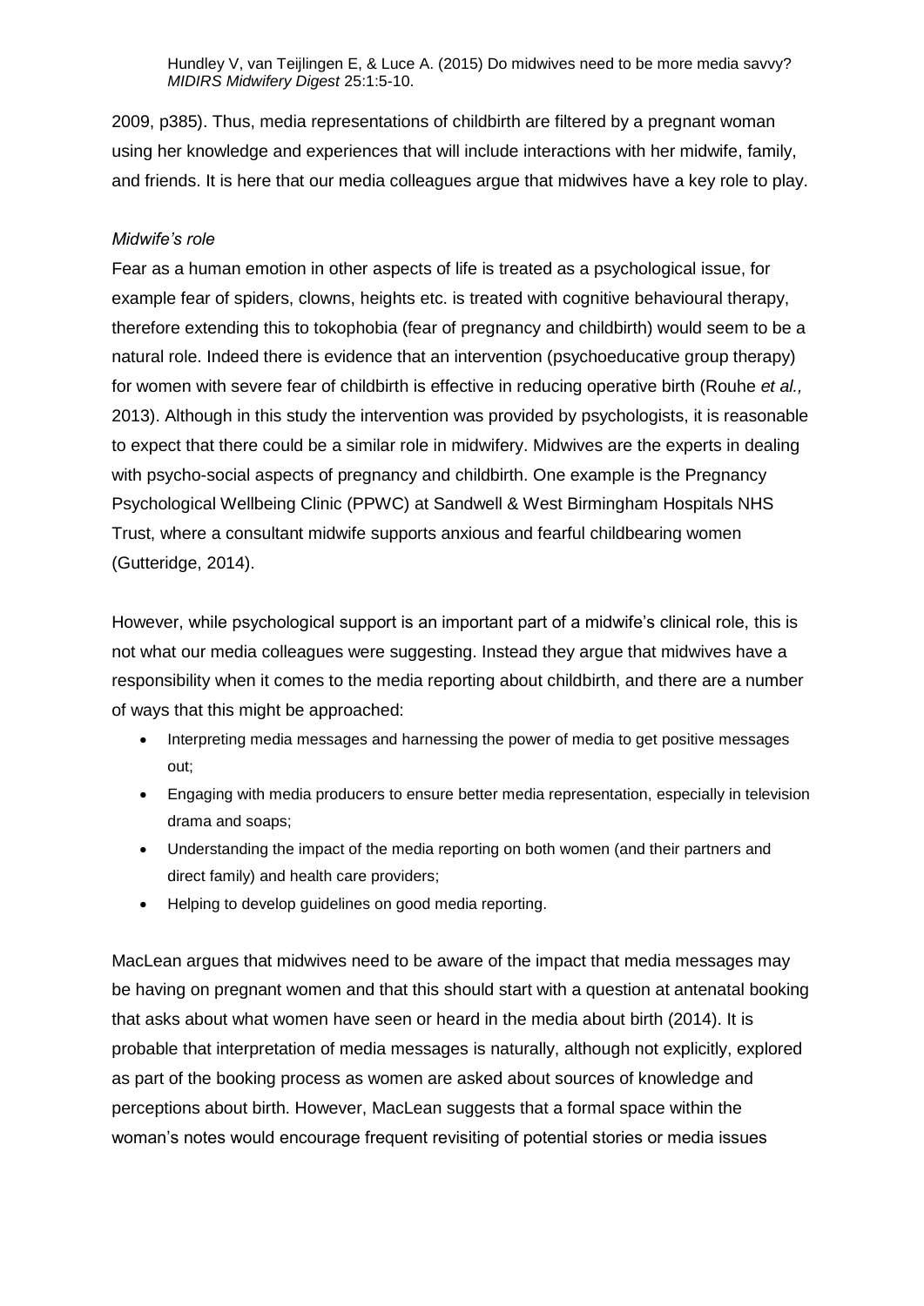2009, p385). Thus, media representations of childbirth are filtered by a pregnant woman using her knowledge and experiences that will include interactions with her midwife, family, and friends. It is here that our media colleagues argue that midwives have a key role to play.

*Midwife's role*

Fear as a human emotion in other aspects of life is treated as a psychological issue, for example fear of spiders, clowns, heights etc. is treated with cognitive behavioural therapy, therefore extending this to tokophobia (fear of pregnancy and childbirth) would seem to be a natural role. Indeed there is evidence that an intervention (psychoeducative group therapy) for women with severe fear of childbirth is effective in reducing operative birth (Rouhe *et al.,* 2013). Although in this study the intervention was provided by psychologists, it is reasonable to expect that there could be a similar role in midwifery. Midwives are the experts in dealing with psycho-social aspects of pregnancy and childbirth. One example is the Pregnancy Psychological Wellbeing Clinic (PPWC) at Sandwell & West Birmingham Hospitals NHS Trust, where a consultant midwife supports anxious and fearful childbearing women (Gutteridge, 2014).

However, while psychological support is an important part of a midwife's clinical role, this is not what our media colleagues were suggesting. Instead they argue that midwives have a responsibility when it comes to the media reporting about childbirth, and there are a number of ways that this might be approached:

- Interpreting media messages and harnessing the power of media to get positive messages out;
- Engaging with media producers to ensure better media representation, especially in television drama and soaps;
- Understanding the impact of the media reporting on both women (and their partners and direct family) and health care providers;
- Helping to develop guidelines on good media reporting.

MacLean argues that midwives need to be aware of the impact that media messages may be having on pregnant women and that this should start with a question at antenatal booking that asks about what women have seen or heard in the media about birth (2014). It is probable that interpretation of media messages is naturally, although not explicitly, explored as part of the booking process as women are asked about sources of knowledge and perceptions about birth. However, MacLean suggests that a formal space within the woman's notes would encourage frequent revisiting of potential stories or media issues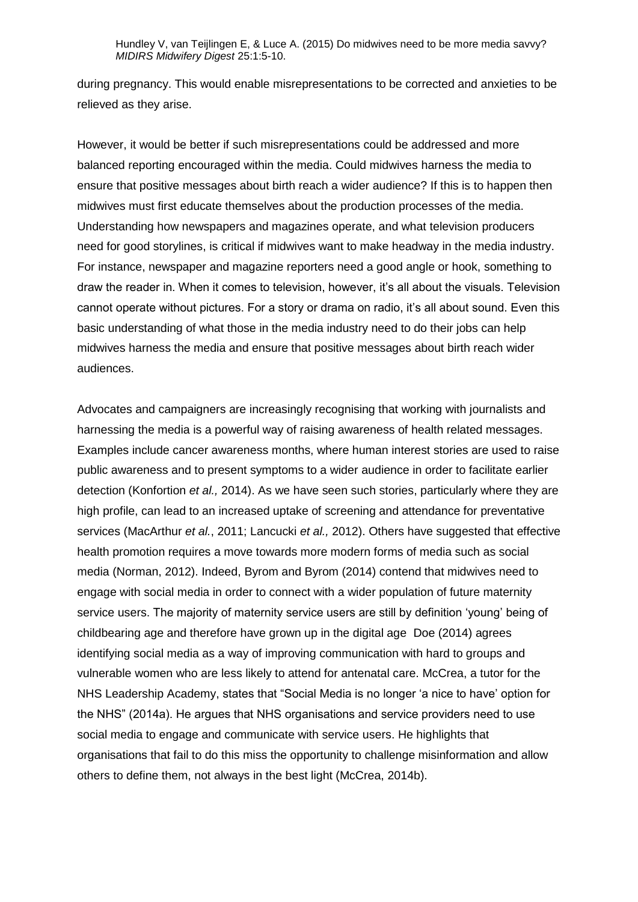during pregnancy. This would enable misrepresentations to be corrected and anxieties to be relieved as they arise.

However, it would be better if such misrepresentations could be addressed and more balanced reporting encouraged within the media. Could midwives harness the media to ensure that positive messages about birth reach a wider audience? If this is to happen then midwives must first educate themselves about the production processes of the media. Understanding how newspapers and magazines operate, and what television producers need for good storylines, is critical if midwives want to make headway in the media industry. For instance, newspaper and magazine reporters need a good angle or hook, something to draw the reader in. When it comes to television, however, it's all about the visuals. Television cannot operate without pictures. For a story or drama on radio, it's all about sound. Even this basic understanding of what those in the media industry need to do their jobs can help midwives harness the media and ensure that positive messages about birth reach wider audiences.

Advocates and campaigners are increasingly recognising that working with journalists and harnessing the media is a powerful way of raising awareness of health related messages. Examples include cancer awareness months, where human interest stories are used to raise public awareness and to present symptoms to a wider audience in order to facilitate earlier detection (Konfortion *et al.,* 2014). As we have seen such stories, particularly where they are high profile, can lead to an increased uptake of screening and attendance for preventative services (MacArthur *et al.*, 2011; Lancucki *et al.,* 2012). Others have suggested that effective health promotion requires a move towards more modern forms of media such as social media (Norman, 2012). Indeed, Byrom and Byrom (2014) contend that midwives need to engage with social media in order to connect with a wider population of future maternity service users. The majority of maternity service users are still by definition 'young' being of childbearing age and therefore have grown up in the digital age Doe (2014) agrees identifying social media as a way of improving communication with hard to groups and vulnerable women who are less likely to attend for antenatal care. McCrea, a tutor for the NHS Leadership Academy, states that "Social Media is no longer 'a nice to have' option for the NHS" (2014a). He argues that NHS organisations and service providers need to use social media to engage and communicate with service users. He highlights that organisations that fail to do this miss the opportunity to challenge misinformation and allow others to define them, not always in the best light (McCrea, 2014b).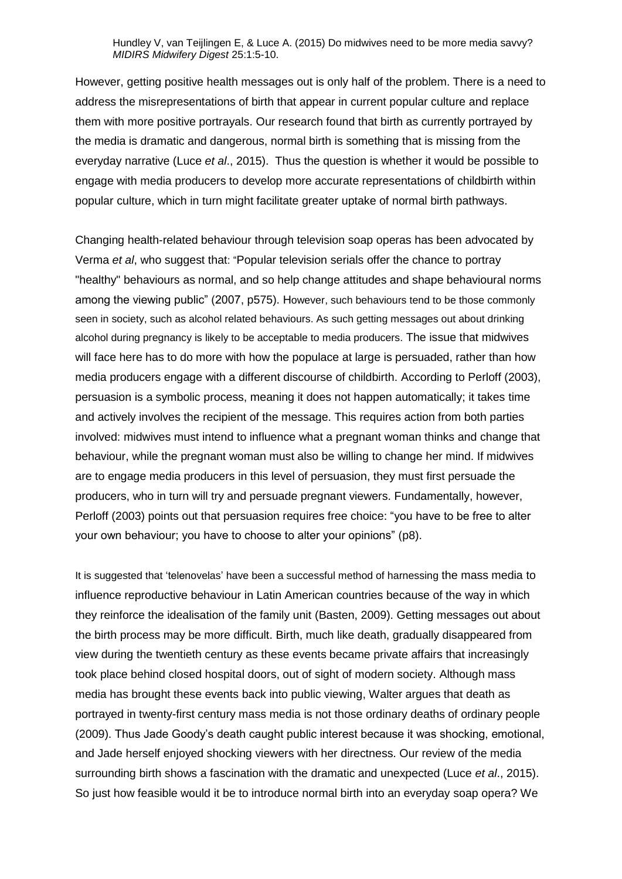However, getting positive health messages out is only half of the problem. There is a need to address the misrepresentations of birth that appear in current popular culture and replace them with more positive portrayals. Our research found that birth as currently portrayed by the media is dramatic and dangerous, normal birth is something that is missing from the everyday narrative (Luce *et al*., 2015). Thus the question is whether it would be possible to engage with media producers to develop more accurate representations of childbirth within popular culture, which in turn might facilitate greater uptake of normal birth pathways.

Changing health-related behaviour through television soap operas has been advocated by Verma *et al*, who suggest that: "Popular television serials offer the chance to portray "healthy" behaviours as normal, and so help change attitudes and shape behavioural norms among the viewing public" (2007, p575). However, such behaviours tend to be those commonly seen in society, such as alcohol related behaviours. As such getting messages out about drinking alcohol during pregnancy is likely to be acceptable to media producers. The issue that midwives will face here has to do more with how the populace at large is persuaded, rather than how media producers engage with a different discourse of childbirth. According to Perloff (2003), persuasion is a symbolic process, meaning it does not happen automatically; it takes time and actively involves the recipient of the message. This requires action from both parties involved: midwives must intend to influence what a pregnant woman thinks and change that behaviour, while the pregnant woman must also be willing to change her mind. If midwives are to engage media producers in this level of persuasion, they must first persuade the producers, who in turn will try and persuade pregnant viewers. Fundamentally, however, Perloff (2003) points out that persuasion requires free choice: "you have to be free to alter your own behaviour; you have to choose to alter your opinions" (p8).

It is suggested that 'telenovelas' have been a successful method of harnessing the mass media to influence reproductive behaviour in Latin American countries because of the way in which they reinforce the idealisation of the family unit (Basten, 2009). Getting messages out about the birth process may be more difficult. Birth, much like death, gradually disappeared from view during the twentieth century as these events became private affairs that increasingly took place behind closed hospital doors, out of sight of modern society. Although mass media has brought these events back into public viewing, Walter argues that death as portrayed in twenty-first century mass media is not those ordinary deaths of ordinary people (2009). Thus Jade Goody's death caught public interest because it was shocking, emotional, and Jade herself enjoyed shocking viewers with her directness. Our review of the media surrounding birth shows a fascination with the dramatic and unexpected (Luce *et al*., 2015). So just how feasible would it be to introduce normal birth into an everyday soap opera? We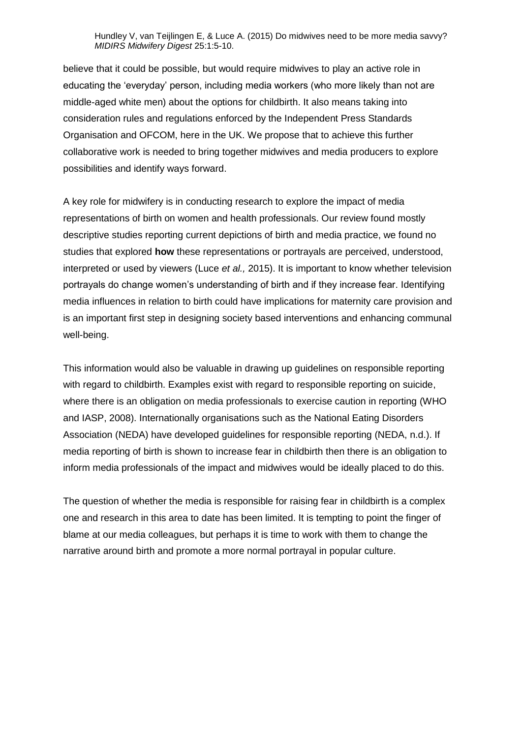believe that it could be possible, but would require midwives to play an active role in educating the 'everyday' person, including media workers (who more likely than not are middle-aged white men) about the options for childbirth. It also means taking into consideration rules and regulations enforced by the Independent Press Standards Organisation and OFCOM, here in the UK. We propose that to achieve this further collaborative work is needed to bring together midwives and media producers to explore possibilities and identify ways forward.

A key role for midwifery is in conducting research to explore the impact of media representations of birth on women and health professionals. Our review found mostly descriptive studies reporting current depictions of birth and media practice, we found no studies that explored **how** these representations or portrayals are perceived, understood, interpreted or used by viewers (Luce *et al.,* 2015). It is important to know whether television portrayals do change women's understanding of birth and if they increase fear. Identifying media influences in relation to birth could have implications for maternity care provision and is an important first step in designing society based interventions and enhancing communal well-being.

This information would also be valuable in drawing up guidelines on responsible reporting with regard to childbirth. Examples exist with regard to responsible reporting on suicide, where there is an obligation on media professionals to exercise caution in reporting (WHO and IASP, 2008). Internationally organisations such as the National Eating Disorders Association (NEDA) have developed guidelines for responsible reporting (NEDA, n.d.). If media reporting of birth is shown to increase fear in childbirth then there is an obligation to inform media professionals of the impact and midwives would be ideally placed to do this.

The question of whether the media is responsible for raising fear in childbirth is a complex one and research in this area to date has been limited. It is tempting to point the finger of blame at our media colleagues, but perhaps it is time to work with them to change the narrative around birth and promote a more normal portrayal in popular culture.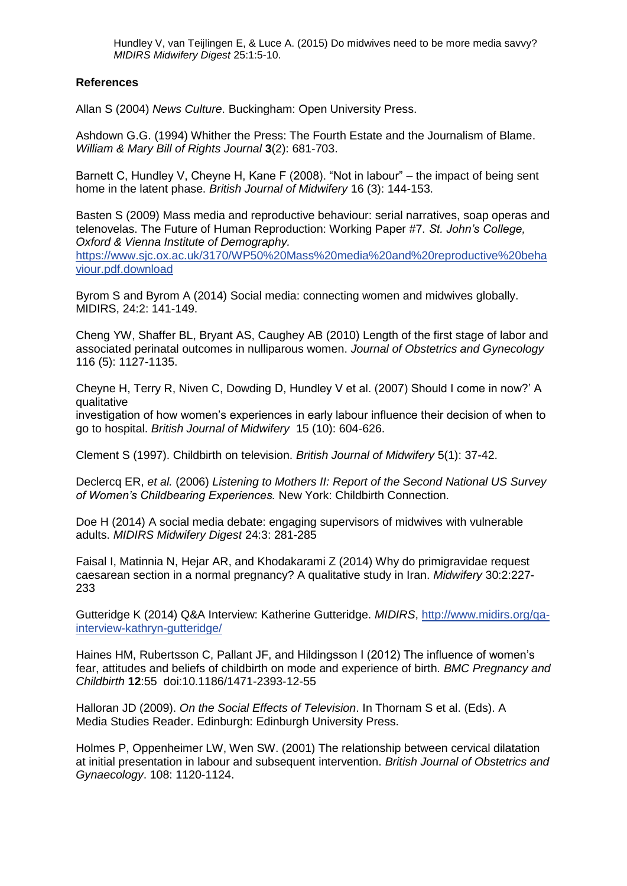## References

Allan S (2004) *News Culture*. Buckingham: Open University Press.

Ashdown G.G. (1994) Whither the Press: The Fourth Estate and the Journalism of Blame. *William & Mary Bill of Rights Journal* **3**(2): 681-703.

Barnett C, Hundley V, Cheyne H, Kane F (2008). "Not in labour" – the impact of being sent home in the latent phase. *British Journal of Midwifery* 16 (3): 144-153.

Basten S (2009) Mass media and reproductive behaviour: serial narratives, soap operas and telenovelas. The Future of Human Reproduction: Working Paper #7. *St. John's College, Oxford & Vienna Institute of Demography.* https://www.sjc.ox.ac.uk/3170/WP50%20Mass%20media%20and%20reproductive%20behaviour.pdf.download

Byrom S and Byrom A (2014) Social media: connecting women and midwives globally. MIDIRS, 24:2: 141-149.

Cheng YW, Shaffer BL, Bryant AS, Caughey AB (2010) Length of the first stage of labor and associated perinatal outcomes in nulliparous women. *Journal of Obstetrics and Gynecology* 116 (5): 1127-1135.

Cheyne H, Terry R, Niven C, Dowding D, Hundley V et al. (2007) Should I come in now?' A qualitative
investigation of how women's experiences in early labour influence their decision of when to go to hospital. *British Journal of Midwifery* 15 (10): 604-626.

Clement S (1997). Childbirth on television. *British Journal of Midwifery* 5(1): 37-42.

Declercq ER, *et al.* (2006) *Listening to Mothers II: Report of the Second National US Survey of Women's Childbearing Experiences.* New York: Childbirth Connection.

Doe H (2014) A social media debate: engaging supervisors of midwives with vulnerable adults. *MIDIRS Midwifery Digest* 24:3: 281-285

Faisal I, Matinnia N, Hejar AR, and Khodakarami Z (2014) Why do primigravidae request caesarean section in a normal pregnancy? A qualitative study in Iran. *Midwifery* 30:2:227-233

Gutteridge K (2014) Q&A Interview: Katherine Gutteridge. *MIDIRS*, http://www.midirs.org/qa-interview-kathryn-gutteridge/

Haines HM, Rubertsson C, Pallant JF, and Hildingsson I (2012) The influence of women's fear, attitudes and beliefs of childbirth on mode and experience of birth. *BMC Pregnancy and Childbirth* **12**:55 doi:10.1186/1471-2393-12-55

Halloran JD (2009). *On the Social Effects of Television*. In Thornam S et al. (Eds). A Media Studies Reader. Edinburgh: Edinburgh University Press.

Holmes P, Oppenheimer LW, Wen SW. (2001) The relationship between cervical dilatation at initial presentation in labour and subsequent intervention. *British Journal of Obstetrics and Gynaecology*. 108: 1120-1124.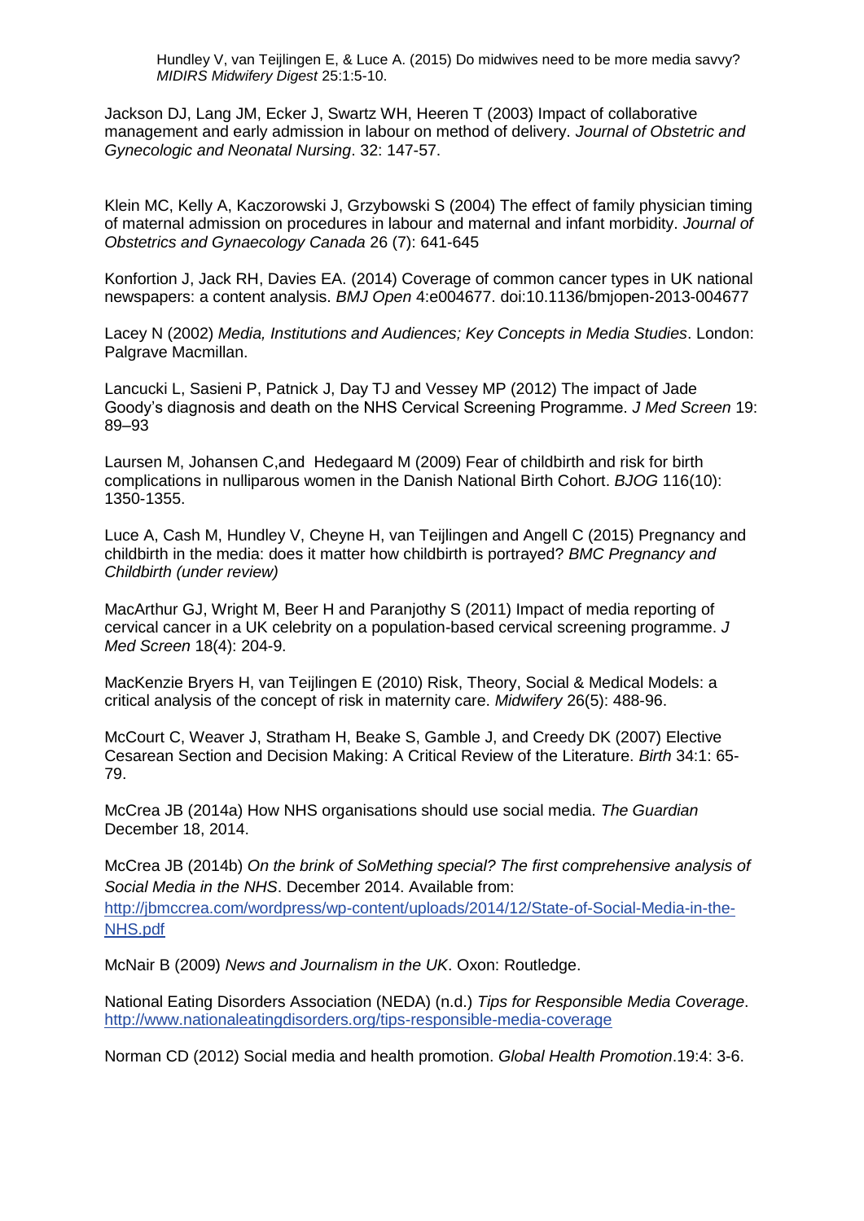Hundley V, van Teijlingen E, & Luce A. (2015) Do midwives need to be more media savvy? *MIDIRS Midwifery Digest* 25:1:5-10.

Jackson DJ, Lang JM, Ecker J, Swartz WH, Heeren T (2003) Impact of collaborative management and early admission in labour on method of delivery. *Journal of Obstetric and Gynecologic and Neonatal Nursing*. 32: 147-57.

Klein MC, Kelly A, Kaczorowski J, Grzybowski S (2004) The effect of family physician timing of maternal admission on procedures in labour and maternal and infant morbidity. *Journal of Obstetrics and Gynaecology Canada* 26 (7): 641-645

Konfortion J, Jack RH, Davies EA. (2014) Coverage of common cancer types in UK national newspapers: a content analysis. *BMJ Open* 4:e004677. doi:10.1136/bmjopen-2013-004677

Lacey N (2002) *Media, Institutions and Audiences; Key Concepts in Media Studies*. London: Palgrave Macmillan.

Lancucki L, Sasieni P, Patnick J, Day TJ and Vessey MP (2012) The impact of Jade Goody's diagnosis and death on the NHS Cervical Screening Programme. *J Med Screen* 19: 89–93

Laursen M, Johansen C,and Hedegaard M (2009) Fear of childbirth and risk for birth complications in nulliparous women in the Danish National Birth Cohort. *BJOG* 116(10): 1350-1355.

Luce A, Cash M, Hundley V, Cheyne H, van Teijlingen and Angell C (2015) Pregnancy and childbirth in the media: does it matter how childbirth is portrayed? *BMC Pregnancy and Childbirth (under review)*

MacArthur GJ, Wright M, Beer H and Paranjothy S (2011) Impact of media reporting of cervical cancer in a UK celebrity on a population-based cervical screening programme. *J Med Screen* 18(4): 204-9.

MacKenzie Bryers H, van Teijlingen E (2010) Risk, Theory, Social & Medical Models: a critical analysis of the concept of risk in maternity care. *Midwifery* 26(5): 488-96.

McCourt C, Weaver J, Stratham H, Beake S, Gamble J, and Creedy DK (2007) Elective Cesarean Section and Decision Making: A Critical Review of the Literature. *Birth* 34:1: 65-79.

McCrea JB (2014a) How NHS organisations should use social media. *The Guardian* December 18, 2014.

McCrea JB (2014b) *On the brink of SoMething special? The first comprehensive analysis of Social Media in the NHS*. December 2014. Available from: http://jbmccrea.com/wordpress/wp-content/uploads/2014/12/State-of-Social-Media-in-the-NHS.pdf

McNair B (2009) *News and Journalism in the UK*. Oxon: Routledge.

National Eating Disorders Association (NEDA) (n.d.) *Tips for Responsible Media Coverage*. http://www.nationaleatingdisorders.org/tips-responsible-media-coverage

Norman CD (2012) Social media and health promotion. *Global Health Promotion*.19:4: 3-6.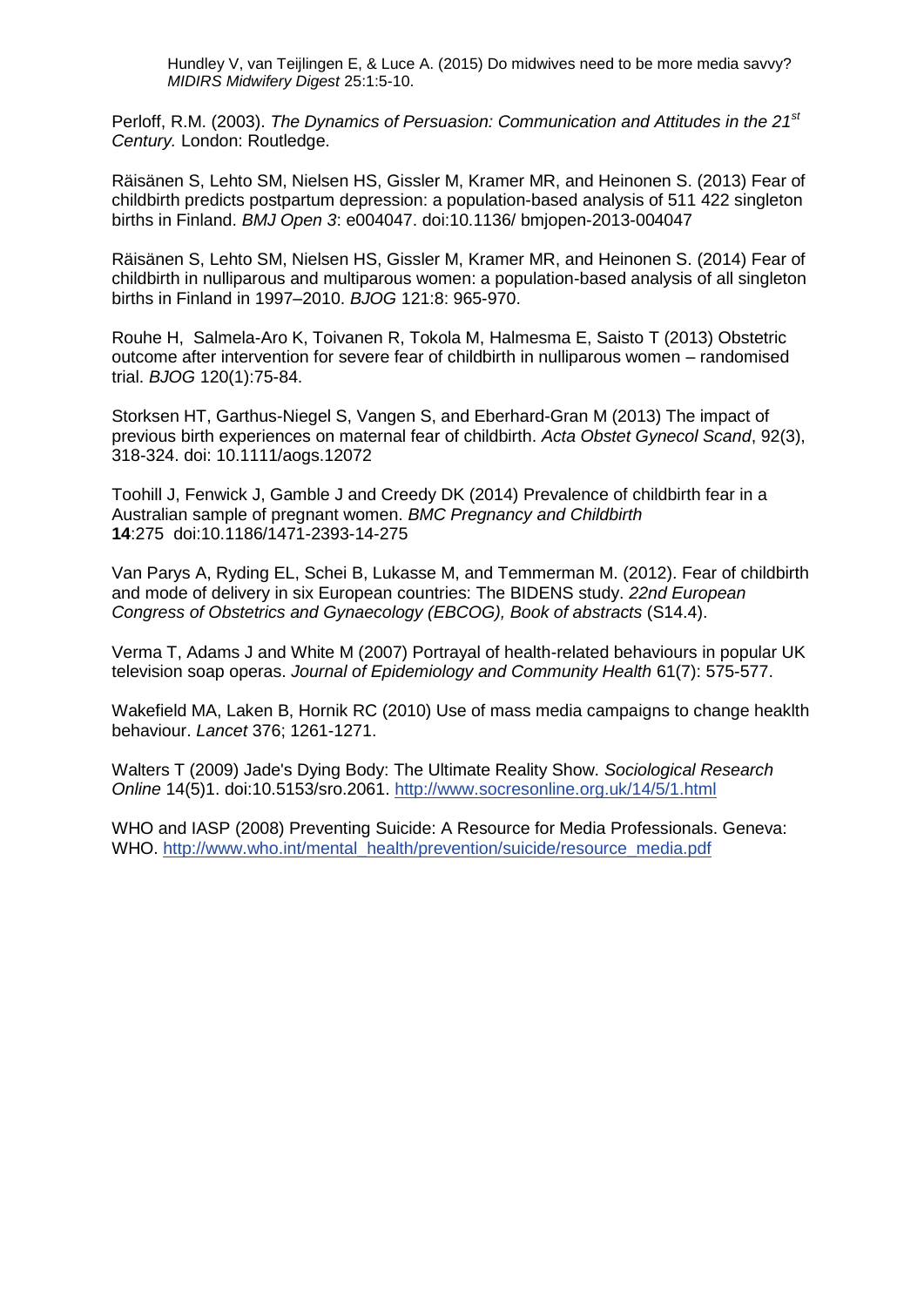Hundley V, van Teijlingen E, & Luce A. (2015) Do midwives need to be more media savvy? *MIDIRS Midwifery Digest* 25:1:5-10.

Perloff, R.M. (2003). *The Dynamics of Persuasion: Communication and Attitudes in the 21st Century.* London: Routledge.

Räisänen S, Lehto SM, Nielsen HS, Gissler M, Kramer MR, and Heinonen S. (2013) Fear of childbirth predicts postpartum depression: a population-based analysis of 511 422 singleton births in Finland. *BMJ Open 3*: e004047. doi:10.1136/ bmjopen-2013-004047

Räisänen S, Lehto SM, Nielsen HS, Gissler M, Kramer MR, and Heinonen S. (2014) Fear of childbirth in nulliparous and multiparous women: a population-based analysis of all singleton births in Finland in 1997–2010. *BJOG* 121:8: 965-970.

Rouhe H, Salmela-Aro K, Toivanen R, Tokola M, Halmesma E, Saisto T (2013) Obstetric outcome after intervention for severe fear of childbirth in nulliparous women – randomised trial. *BJOG* 120(1):75-84.

Storksen HT, Garthus-Niegel S, Vangen S, and Eberhard-Gran M (2013) The impact of previous birth experiences on maternal fear of childbirth. *Acta Obstet Gynecol Scand*, 92(3), 318-324. doi: 10.1111/aogs.12072

Toohill J, Fenwick J, Gamble J and Creedy DK (2014) Prevalence of childbirth fear in a Australian sample of pregnant women. *BMC Pregnancy and Childbirth* **14**:275 doi:10.1186/1471-2393-14-275

Van Parys A, Ryding EL, Schei B, Lukasse M, and Temmerman M. (2012). Fear of childbirth and mode of delivery in six European countries: The BIDENS study. *22nd European Congress of Obstetrics and Gynaecology (EBCOG), Book of abstracts* (S14.4).

Verma T, Adams J and White M (2007) Portrayal of health-related behaviours in popular UK television soap operas. *Journal of Epidemiology and Community Health* 61(7): 575-577.

Wakefield MA, Laken B, Hornik RC (2010) Use of mass media campaigns to change heaklth behaviour. *Lancet* 376; 1261-1271.

Walters T (2009) Jade's Dying Body: The Ultimate Reality Show. *Sociological Research Online* 14(5)1. doi:10.5153/sro.2061. http://www.socresonline.org.uk/14/5/1.html

WHO and IASP (2008) Preventing Suicide: A Resource for Media Professionals. Geneva: WHO. http://www.who.int/mental_health/prevention/suicide/resource_media.pdf